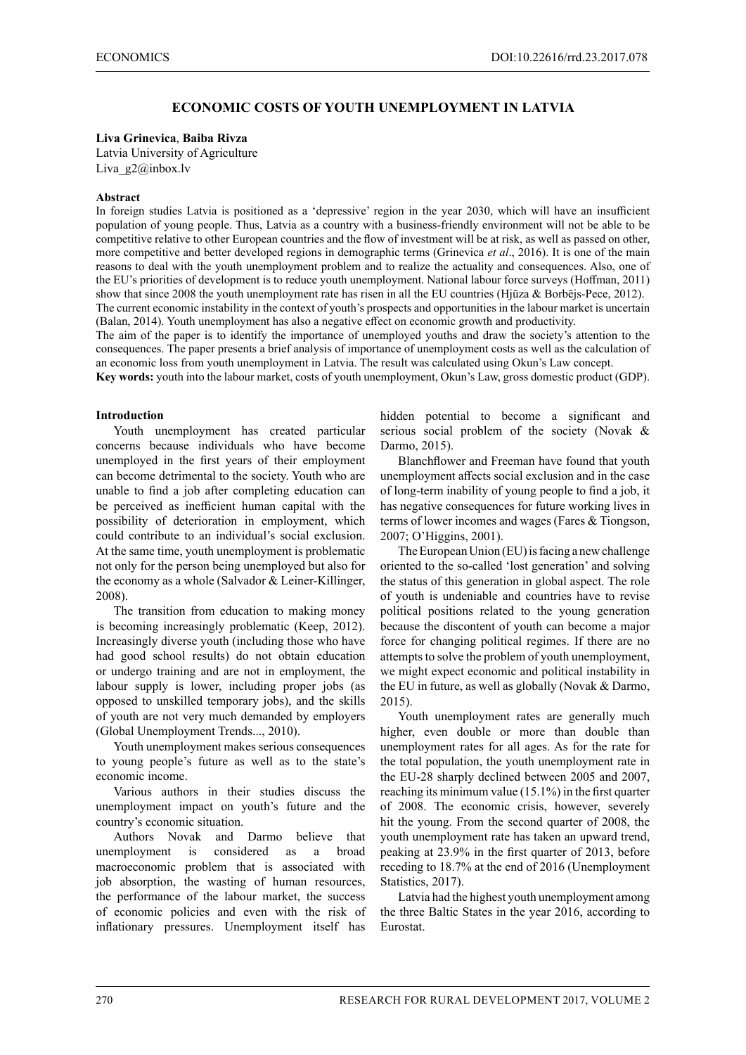# ECONOMIC COSTS OF YOUTH UNEMPLOYMENT IN LATVIA

**Liva Grinevica**, **Baiba Rivza**
Latvia University of Agriculture
Liva_g2@inbox.lv

**Abstract**

In foreign studies Latvia is positioned as a 'depressive' region in the year 2030, which will have an insufficient population of young people. Thus, Latvia as a country with a business-friendly environment will not be able to be competitive relative to other European countries and the flow of investment will be at risk, as well as passed on other, more competitive and better developed regions in demographic terms (Grinevica *et al*., 2016). It is one of the main reasons to deal with the youth unemployment problem and to realize the actuality and consequences. Also, one of the EU's priorities of development is to reduce youth unemployment. National labour force surveys (Hoffman, 2011) show that since 2008 the youth unemployment rate has risen in all the EU countries (Hjūza & Borbējs-Pece, 2012).
The current economic instability in the context of youth's prospects and opportunities in the labour market is uncertain (Balan, 2014). Youth unemployment has also a negative effect on economic growth and productivity.
The aim of the paper is to identify the importance of unemployed youths and draw the society's attention to the consequences. The paper presents a brief analysis of importance of unemployment costs as well as the calculation of an economic loss from youth unemployment in Latvia. The result was calculated using Okun's Law concept.
**Key words:** youth into the labour market, costs of youth unemployment, Okun's Law, gross domestic product (GDP).

## Introduction

Youth unemployment has created particular concerns because individuals who have become unemployed in the first years of their employment can become detrimental to the society. Youth who are unable to find a job after completing education can be perceived as inefficient human capital with the possibility of deterioration in employment, which could contribute to an individual's social exclusion. At the same time, youth unemployment is problematic not only for the person being unemployed but also for the economy as a whole (Salvador & Leiner-Killinger, 2008).

The transition from education to making money is becoming increasingly problematic (Keep, 2012). Increasingly diverse youth (including those who have had good school results) do not obtain education or undergo training and are not in employment, the labour supply is lower, including proper jobs (as opposed to unskilled temporary jobs), and the skills of youth are not very much demanded by employers (Global Unemployment Trends..., 2010).

Youth unemployment makes serious consequences to young people's future as well as to the state's economic income.

Various authors in their studies discuss the unemployment impact on youth's future and the country's economic situation.

Authors Novak and Darmo believe that unemployment is considered as a broad macroeconomic problem that is associated with job absorption, the wasting of human resources, the performance of the labour market, the success of economic policies and even with the risk of inflationary pressures. Unemployment itself has hidden potential to become a significant and serious social problem of the society (Novak & Darmo, 2015).

Blanchflower and Freeman have found that youth unemployment affects social exclusion and in the case of long-term inability of young people to find a job, it has negative consequences for future working lives in terms of lower incomes and wages (Fares & Tiongson, 2007; O'Higgins, 2001).

The European Union (EU) is facing a new challenge oriented to the so-called 'lost generation' and solving the status of this generation in global aspect. The role of youth is undeniable and countries have to revise political positions related to the young generation because the discontent of youth can become a major force for changing political regimes. If there are no attempts to solve the problem of youth unemployment, we might expect economic and political instability in the EU in future, as well as globally (Novak & Darmo, 2015).

Youth unemployment rates are generally much higher, even double or more than double than unemployment rates for all ages. As for the rate for the total population, the youth unemployment rate in the EU-28 sharply declined between 2005 and 2007, reaching its minimum value (15.1%) in the first quarter of 2008. The economic crisis, however, severely hit the young. From the second quarter of 2008, the youth unemployment rate has taken an upward trend, peaking at 23.9% in the first quarter of 2013, before receding to 18.7% at the end of 2016 (Unemployment Statistics, 2017).

Latvia had the highest youth unemployment among the three Baltic States in the year 2016, according to Eurostat.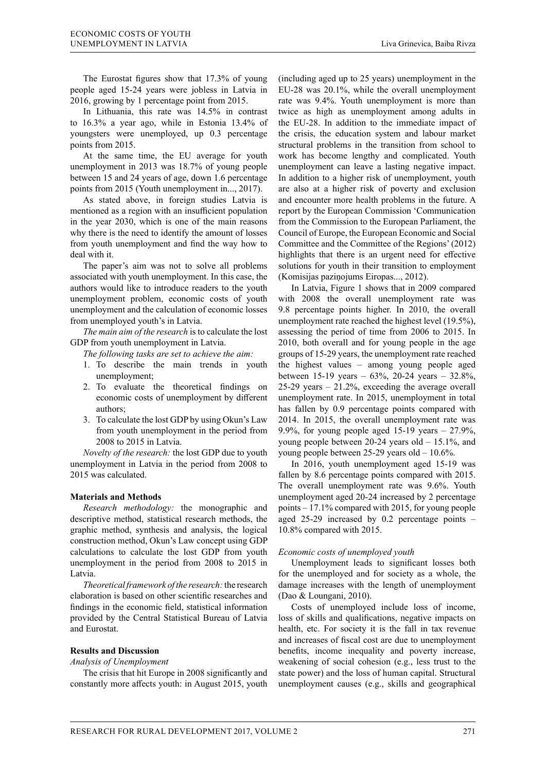The Eurostat figures show that 17.3% of young people aged 15-24 years were jobless in Latvia in 2016, growing by 1 percentage point from 2015.

In Lithuania, this rate was 14.5% in contrast to 16.3% a year ago, while in Estonia 13.4% of youngsters were unemployed, up 0.3 percentage points from 2015.

At the same time, the EU average for youth unemployment in 2013 was 18.7% of young people between 15 and 24 years of age, down 1.6 percentage points from 2015 (Youth unemployment in..., 2017).

As stated above, in foreign studies Latvia is mentioned as a region with an insufficient population in the year 2030, which is one of the main reasons why there is the need to identify the amount of losses from youth unemployment and find the way how to deal with it.

The paper's aim was not to solve all problems associated with youth unemployment. In this case, the authors would like to introduce readers to the youth unemployment problem, economic costs of youth unemployment and the calculation of economic losses from unemployed youth's in Latvia.

*The main aim of the research* is to calculate the lost GDP from youth unemployment in Latvia.

*The following tasks are set to achieve the aim:*

1. To describe the main trends in youth unemployment;
2. To evaluate the theoretical findings on economic costs of unemployment by different authors;
3. To calculate the lost GDP by using Okun's Law from youth unemployment in the period from 2008 to 2015 in Latvia.

*Novelty of the research:* the lost GDP due to youth unemployment in Latvia in the period from 2008 to 2015 was calculated.

## Materials and Methods

*Research methodology:* the monographic and descriptive method, statistical research methods, the graphic method, synthesis and analysis, the logical construction method, Okun's Law concept using GDP calculations to calculate the lost GDP from youth unemployment in the period from 2008 to 2015 in Latvia.

*Theoretical framework of the research:* the research elaboration is based on other scientific researches and findings in the economic field, statistical information provided by the Central Statistical Bureau of Latvia and Eurostat.

## Results and Discussion

*Analysis of Unemployment*

The crisis that hit Europe in 2008 significantly and constantly more affects youth: in August 2015, youth (including aged up to 25 years) unemployment in the EU-28 was 20.1%, while the overall unemployment rate was 9.4%. Youth unemployment is more than twice as high as unemployment among adults in the EU-28. In addition to the immediate impact of the crisis, the education system and labour market structural problems in the transition from school to work has become lengthy and complicated. Youth unemployment can leave a lasting negative impact. In addition to a higher risk of unemployment, youth are also at a higher risk of poverty and exclusion and encounter more health problems in the future. A report by the European Commission 'Communication from the Commission to the European Parliament, the Council of Europe, the European Economic and Social Committee and the Committee of the Regions' (2012) highlights that there is an urgent need for effective solutions for youth in their transition to employment (Komisijas paziņojums Eiropas..., 2012).

In Latvia, Figure 1 shows that in 2009 compared with 2008 the overall unemployment rate was 9.8 percentage points higher. In 2010, the overall unemployment rate reached the highest level (19.5%), assessing the period of time from 2006 to 2015. In 2010, both overall and for young people in the age groups of 15-29 years, the unemployment rate reached the highest values – among young people aged between 15-19 years – 63%, 20-24 years – 32.8%, 25-29 years – 21.2%, exceeding the average overall unemployment rate. In 2015, unemployment in total has fallen by 0.9 percentage points compared with 2014. In 2015, the overall unemployment rate was 9.9%, for young people aged 15-19 years – 27.9%, young people between 20-24 years old – 15.1%, and young people between 25-29 years old – 10.6%.

In 2016, youth unemployment aged 15-19 was fallen by 8.6 percentage points compared with 2015. The overall unemployment rate was 9.6%. Youth unemployment aged 20-24 increased by 2 percentage points – 17.1% compared with 2015, for young people aged 25-29 increased by 0.2 percentage points – 10.8% compared with 2015.

*Economic costs of unemployed youth*

Unemployment leads to significant losses both for the unemployed and for society as a whole, the damage increases with the length of unemployment (Dao & Loungani, 2010).

Costs of unemployed include loss of income, loss of skills and qualifications, negative impacts on health, etc. For society it is the fall in tax revenue and increases of fiscal cost are due to unemployment benefits, income inequality and poverty increase, weakening of social cohesion (e.g., less trust to the state power) and the loss of human capital. Structural unemployment causes (e.g., skills and geographical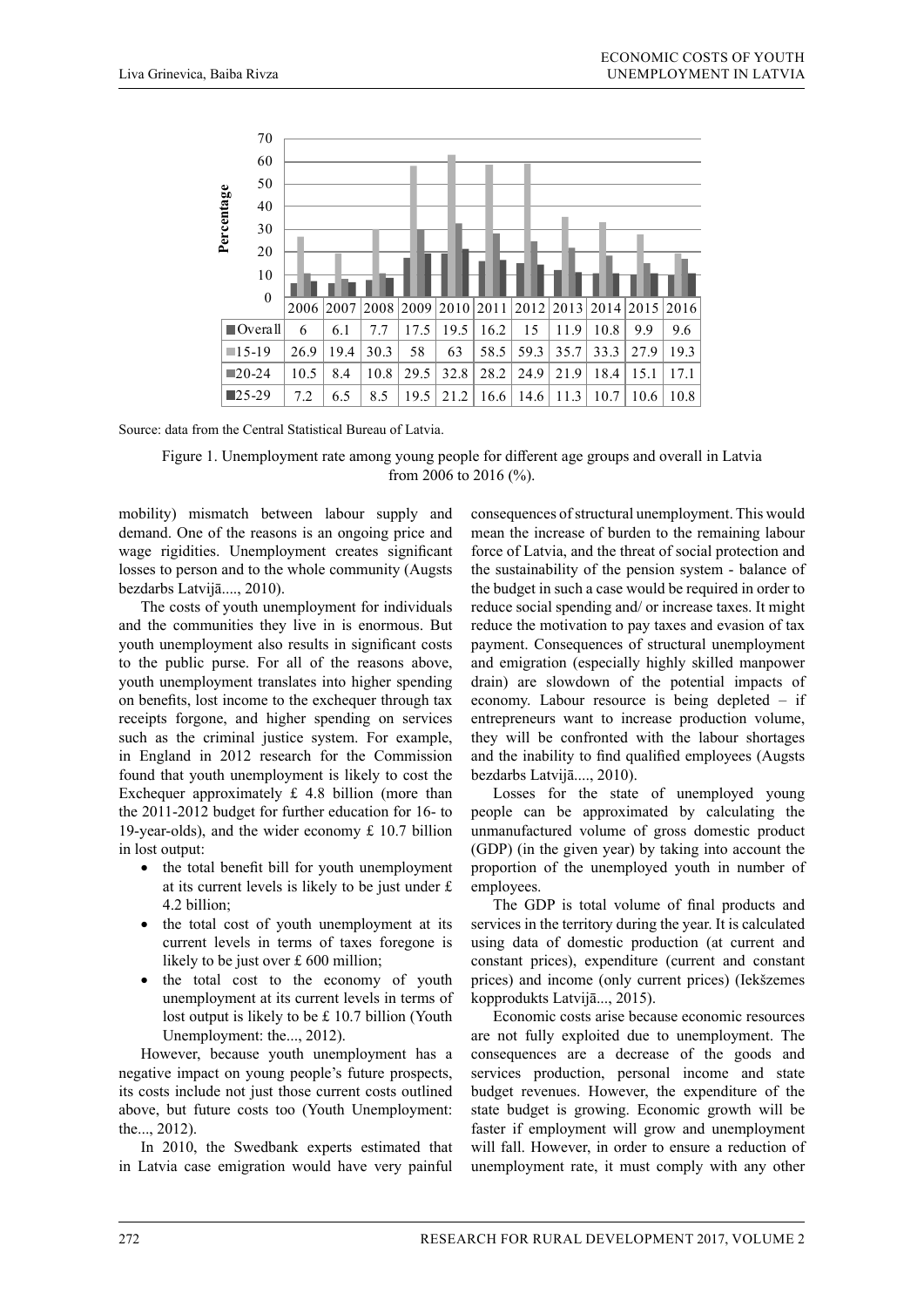| | 2006 | 2007 | 2008 | 2009 | 2010 | 2011 | 2012 | 2013 | 2014 | 2015 | 2016 |
|---|---|---|---|---|---|---|---|---|---|---|---|
| Overall | 6 | 6.1 | 7.7 | 17.5 | 19.5 | 16.2 | 15 | 11.9 | 10.8 | 9.9 | 9.6 |
| 15-19 | 26.9 | 19.4 | 30.3 | 58 | 63 | 58.5 | 59.3 | 35.7 | 33.3 | 27.9 | 19.3 |
| 20-24 | 10.5 | 8.4 | 10.8 | 29.5 | 32.8 | 28.2 | 24.9 | 21.9 | 18.4 | 15.1 | 17.1 |
| 25-29 | 7.2 | 6.5 | 8.5 | 19.5 | 21.2 | 16.6 | 14.6 | 11.3 | 10.7 | 10.6 | 10.8 |

Source: data from the Central Statistical Bureau of Latvia.

Figure 1. Unemployment rate among young people for different age groups and overall in Latvia from 2006 to 2016 (%).

mobility) mismatch between labour supply and demand. One of the reasons is an ongoing price and wage rigidities. Unemployment creates significant losses to person and to the whole community (Augsts bezdarbs Latvijā...., 2010).

The costs of youth unemployment for individuals and the communities they live in is enormous. But youth unemployment also results in significant costs to the public purse. For all of the reasons above, youth unemployment translates into higher spending on benefits, lost income to the exchequer through tax receipts forgone, and higher spending on services such as the criminal justice system. For example, in England in 2012 research for the Commission found that youth unemployment is likely to cost the Exchequer approximately £ 4.8 billion (more than the 2011-2012 budget for further education for 16- to 19-year-olds), and the wider economy £ 10.7 billion in lost output:

- the total benefit bill for youth unemployment at its current levels is likely to be just under £ 4.2 billion;
- the total cost of youth unemployment at its current levels in terms of taxes foregone is likely to be just over £ 600 million;
- the total cost to the economy of youth unemployment at its current levels in terms of lost output is likely to be £ 10.7 billion (Youth Unemployment: the..., 2012).

However, because youth unemployment has a negative impact on young people's future prospects, its costs include not just those current costs outlined above, but future costs too (Youth Unemployment: the..., 2012).

In 2010, the Swedbank experts estimated that in Latvia case emigration would have very painful consequences of structural unemployment. This would mean the increase of burden to the remaining labour force of Latvia, and the threat of social protection and the sustainability of the pension system - balance of the budget in such a case would be required in order to reduce social spending and/ or increase taxes. It might reduce the motivation to pay taxes and evasion of tax payment. Consequences of structural unemployment and emigration (especially highly skilled manpower drain) are slowdown of the potential impacts of economy. Labour resource is being depleted – if entrepreneurs want to increase production volume, they will be confronted with the labour shortages and the inability to find qualified employees (Augsts bezdarbs Latvijā...., 2010).

Losses for the state of unemployed young people can be approximated by calculating the unmanufactured volume of gross domestic product (GDP) (in the given year) by taking into account the proportion of the unemployed youth in number of employees.

The GDP is total volume of final products and services in the territory during the year. It is calculated using data of domestic production (at current and constant prices), expenditure (current and constant prices) and income (only current prices) (Iekšzemes kopprodukts Latvijā..., 2015).

Economic costs arise because economic resources are not fully exploited due to unemployment. The consequences are a decrease of the goods and services production, personal income and state budget revenues. However, the expenditure of the state budget is growing. Economic growth will be faster if employment will grow and unemployment will fall. However, in order to ensure a reduction of unemployment rate, it must comply with any other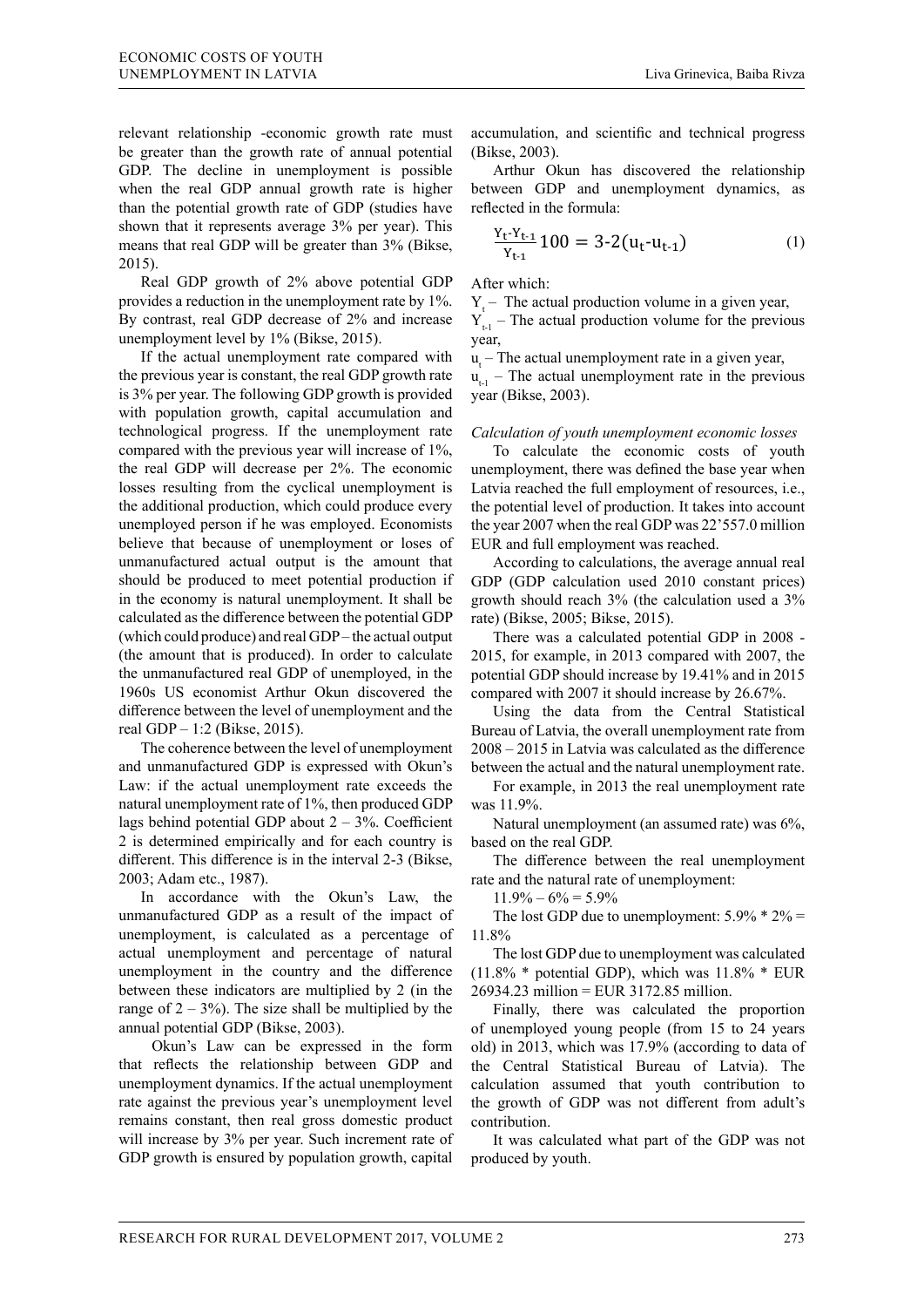relevant relationship -economic growth rate must be greater than the growth rate of annual potential GDP. The decline in unemployment is possible when the real GDP annual growth rate is higher than the potential growth rate of GDP (studies have shown that it represents average 3% per year). This means that real GDP will be greater than 3% (Bikse, 2015).

Real GDP growth of 2% above potential GDP provides a reduction in the unemployment rate by 1%. By contrast, real GDP decrease of 2% and increase unemployment level by 1% (Bikse, 2015).

If the actual unemployment rate compared with the previous year is constant, the real GDP growth rate is 3% per year. The following GDP growth is provided with population growth, capital accumulation and technological progress. If the unemployment rate compared with the previous year will increase of 1%, the real GDP will decrease per 2%. The economic losses resulting from the cyclical unemployment is the additional production, which could produce every unemployed person if he was employed. Economists believe that because of unemployment or loses of unmanufactured actual output is the amount that should be produced to meet potential production if in the economy is natural unemployment. It shall be calculated as the difference between the potential GDP (which could produce) and real GDP – the actual output (the amount that is produced). In order to calculate the unmanufactured real GDP of unemployed, in the 1960s US economist Arthur Okun discovered the difference between the level of unemployment and the real GDP – 1:2 (Bikse, 2015).

The coherence between the level of unemployment and unmanufactured GDP is expressed with Okun's Law: if the actual unemployment rate exceeds the natural unemployment rate of 1%, then produced GDP lags behind potential GDP about 2 – 3%. Coefficient 2 is determined empirically and for each country is different. This difference is in the interval 2-3 (Bikse, 2003; Adam etc., 1987).

In accordance with the Okun's Law, the unmanufactured GDP as a result of the impact of unemployment, is calculated as a percentage of actual unemployment and percentage of natural unemployment in the country and the difference between these indicators are multiplied by 2 (in the range of 2 – 3%). The size shall be multiplied by the annual potential GDP (Bikse, 2003).

Okun's Law can be expressed in the form that reflects the relationship between GDP and unemployment dynamics. If the actual unemployment rate against the previous year's unemployment level remains constant, then real gross domestic product will increase by 3% per year. Such increment rate of GDP growth is ensured by population growth, capital accumulation, and scientific and technical progress (Bikse, 2003).

Arthur Okun has discovered the relationship between GDP and unemployment dynamics, as reflected in the formula:

$$\frac{Y_t - Y_{t-1}}{Y_{t-1}} 100 = 3 - 2(u_t - u_{t-1}) \tag{1}$$

After which:

$Y_t$ – The actual production volume in a given year,

$Y_{t-1}$ – The actual production volume for the previous year,

$u_t$ – The actual unemployment rate in a given year,

$u_{t-1}$ – The actual unemployment rate in the previous year (Bikse, 2003).

*Calculation of youth unemployment economic losses*

To calculate the economic costs of youth unemployment, there was defined the base year when Latvia reached the full employment of resources, i.e., the potential level of production. It takes into account the year 2007 when the real GDP was 22'557.0 million EUR and full employment was reached.

According to calculations, the average annual real GDP (GDP calculation used 2010 constant prices) growth should reach 3% (the calculation used a 3% rate) (Bikse, 2005; Bikse, 2015).

There was a calculated potential GDP in 2008 - 2015, for example, in 2013 compared with 2007, the potential GDP should increase by 19.41% and in 2015 compared with 2007 it should increase by 26.67%.

Using the data from the Central Statistical Bureau of Latvia, the overall unemployment rate from 2008 – 2015 in Latvia was calculated as the difference between the actual and the natural unemployment rate.

For example, in 2013 the real unemployment rate was 11.9%.

Natural unemployment (an assumed rate) was 6%, based on the real GDP.

The difference between the real unemployment rate and the natural rate of unemployment:

11.9% – 6% = 5.9%

The lost GDP due to unemployment: 5.9% * 2% = 11.8%

The lost GDP due to unemployment was calculated (11.8% * potential GDP), which was 11.8% * EUR 26934.23 million = EUR 3172.85 million.

Finally, there was calculated the proportion of unemployed young people (from 15 to 24 years old) in 2013, which was 17.9% (according to data of the Central Statistical Bureau of Latvia). The calculation assumed that youth contribution to the growth of GDP was not different from adult's contribution.

It was calculated what part of the GDP was not produced by youth.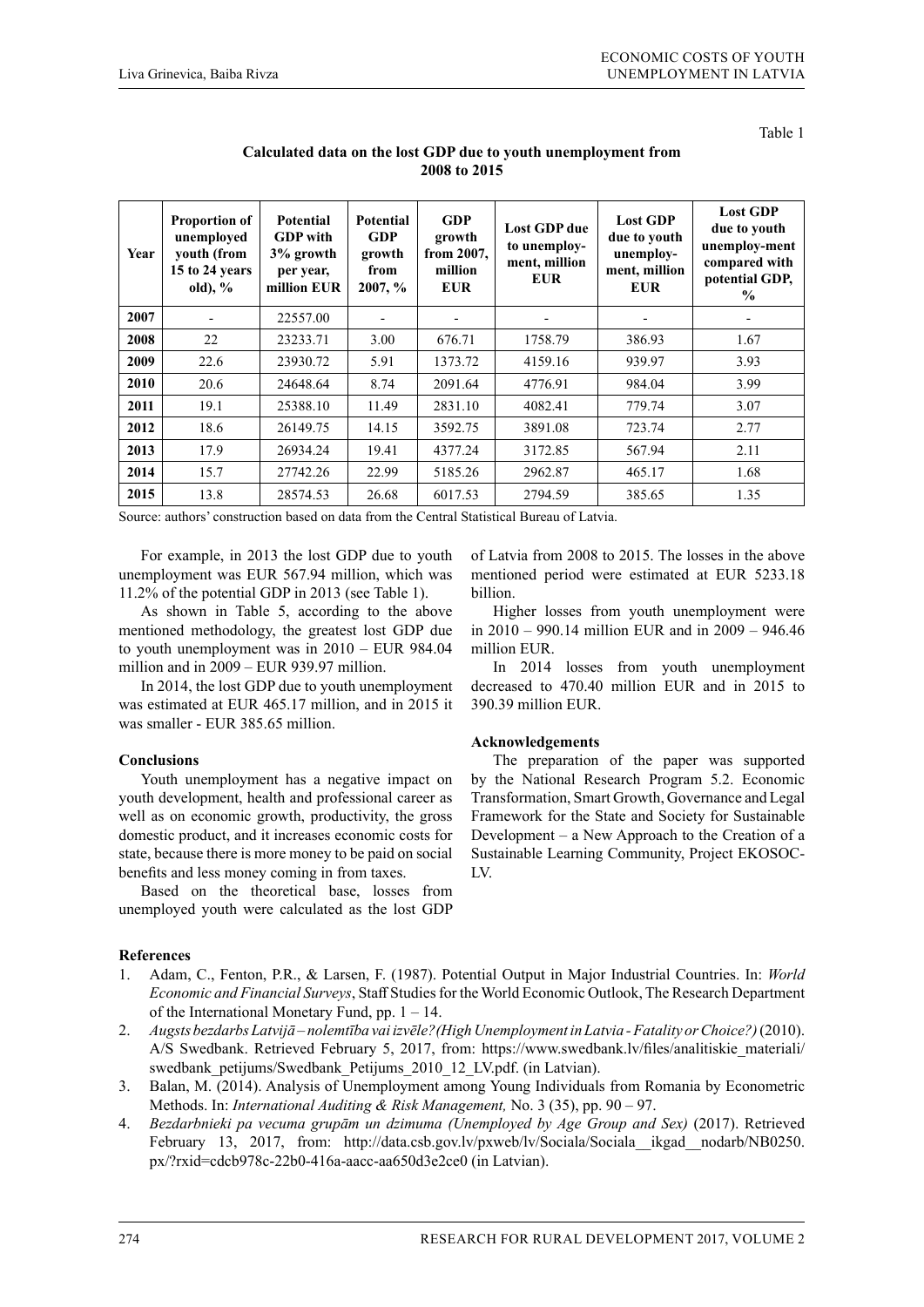Table 1

**Calculated data on the lost GDP due to youth unemployment from 2008 to 2015**

| Year | Proportion of unemployed youth (from 15 to 24 years old), % | Potential GDP with 3% growth per year, million EUR | Potential GDP growth from 2007, % | GDP growth from 2007, million EUR | Lost GDP due to unemploy-ment, million EUR | Lost GDP due to youth unemploy-ment, million EUR | Lost GDP due to youth unemploy-ment compared with potential GDP, % |
|---|---|---|---|---|---|---|---|
| **2007** | - | 22557.00 | - | - | - | - | - |
| **2008** | 22 | 23233.71 | 3.00 | 676.71 | 1758.79 | 386.93 | 1.67 |
| **2009** | 22.6 | 23930.72 | 5.91 | 1373.72 | 4159.16 | 939.97 | 3.93 |
| **2010** | 20.6 | 24648.64 | 8.74 | 2091.64 | 4776.91 | 984.04 | 3.99 |
| **2011** | 19.1 | 25388.10 | 11.49 | 2831.10 | 4082.41 | 779.74 | 3.07 |
| **2012** | 18.6 | 26149.75 | 14.15 | 3592.75 | 3891.08 | 723.74 | 2.77 |
| **2013** | 17.9 | 26934.24 | 19.41 | 4377.24 | 3172.85 | 567.94 | 2.11 |
| **2014** | 15.7 | 27742.26 | 22.99 | 5185.26 | 2962.87 | 465.17 | 1.68 |
| **2015** | 13.8 | 28574.53 | 26.68 | 6017.53 | 2794.59 | 385.65 | 1.35 |

Source: authors' construction based on data from the Central Statistical Bureau of Latvia.

For example, in 2013 the lost GDP due to youth unemployment was EUR 567.94 million, which was 11.2% of the potential GDP in 2013 (see Table 1).

As shown in Table 5, according to the above mentioned methodology, the greatest lost GDP due to youth unemployment was in 2010 – EUR 984.04 million and in 2009 – EUR 939.97 million.

In 2014, the lost GDP due to youth unemployment was estimated at EUR 465.17 million, and in 2015 it was smaller - EUR 385.65 million.

## Conclusions

Youth unemployment has a negative impact on youth development, health and professional career as well as on economic growth, productivity, the gross domestic product, and it increases economic costs for state, because there is more money to be paid on social benefits and less money coming in from taxes.

Based on the theoretical base, losses from unemployed youth were calculated as the lost GDP of Latvia from 2008 to 2015. The losses in the above mentioned period were estimated at EUR 5233.18 billion.

Higher losses from youth unemployment were in 2010 – 990.14 million EUR and in 2009 – 946.46 million EUR.

In 2014 losses from youth unemployment decreased to 470.40 million EUR and in 2015 to 390.39 million EUR.

## Acknowledgements

The preparation of the paper was supported by the National Research Program 5.2. Economic Transformation, Smart Growth, Governance and Legal Framework for the State and Society for Sustainable Development – a New Approach to the Creation of a Sustainable Learning Community, Project EKOSOC-LV.

## References

1. Adam, C., Fenton, P.R., & Larsen, F. (1987). Potential Output in Major Industrial Countries. In: *World Economic and Financial Surveys*, Staff Studies for the World Economic Outlook, The Research Department of the International Monetary Fund, pp. 1 – 14.
2. *Augsts bezdarbs Latvijā – nolemtība vai izvēle? (High Unemployment in Latvia - Fatality or Choice?)* (2010). A/S Swedbank. Retrieved February 5, 2017, from: https://www.swedbank.lv/files/analitiskie_materiali/swedbank_petijums/Swedbank_Petijums_2010_12_LV.pdf. (in Latvian).
3. Balan, M. (2014). Analysis of Unemployment among Young Individuals from Romania by Econometric Methods. In: *International Auditing & Risk Management,* No. 3 (35), pp. 90 – 97.
4. *Bezdarbnieki pa vecuma grupām un dzimuma (Unemployed by Age Group and Sex)* (2017). Retrieved February 13, 2017, from: http://data.csb.gov.lv/pxweb/lv/Sociala/Sociala__ikgad__nodarb/NB0250.px/?rxid=cdcb978c-22b0-416a-aacc-aa650d3e2ce0 (in Latvian).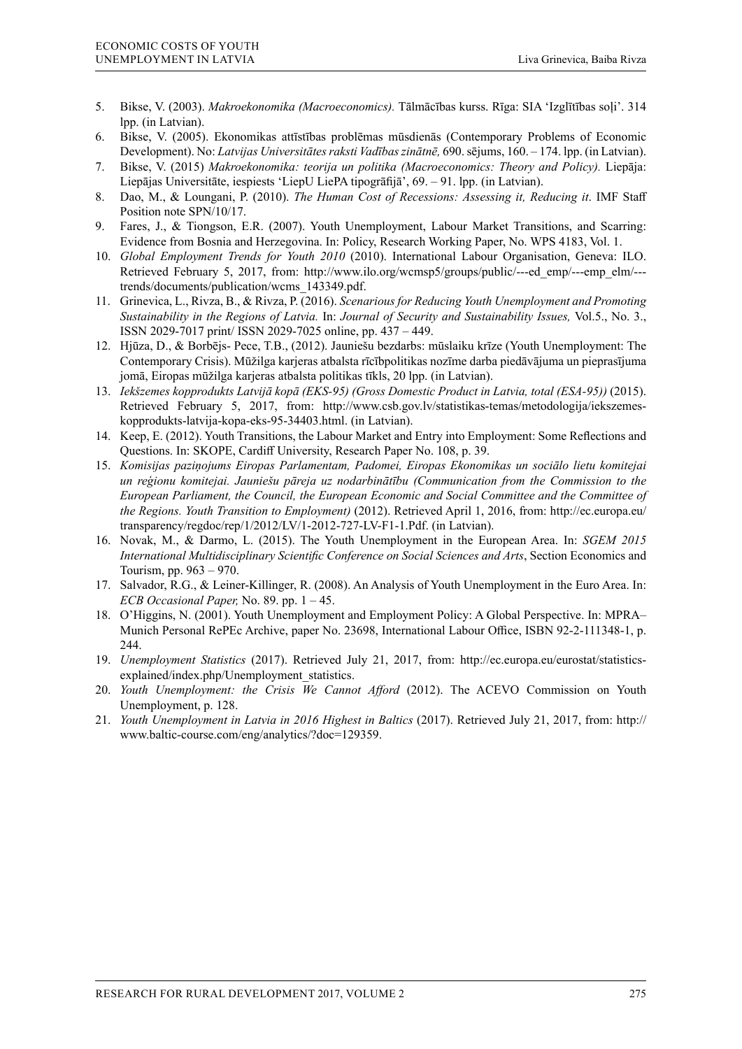5. Bikse, V. (2003). *Makroekonomika (Macroeconomics).* Tālmācības kurss. Rīga: SIA 'Izglītības soļi'. 314 lpp. (in Latvian).
6. Bikse, V. (2005). Ekonomikas attīstības problēmas mūsdienās (Contemporary Problems of Economic Development). No: *Latvijas Universitātes raksti Vadības zinātnē,* 690. sējums, 160. – 174. lpp. (in Latvian).
7. Bikse, V. (2015) *Makroekonomika: teorija un politika (Macroeconomics: Theory and Policy).* Liepāja: Liepājas Universitāte, iespiests 'LiepU LiePA tipogrāfijā', 69. – 91. lpp. (in Latvian).
8. Dao, M., & Loungani, P. (2010). *The Human Cost of Recessions: Assessing it, Reducing it*. IMF Staff Position note SPN/10/17.
9. Fares, J., & Tiongson, E.R. (2007). Youth Unemployment, Labour Market Transitions, and Scarring: Evidence from Bosnia and Herzegovina. In: Policy, Research Working Paper, No. WPS 4183, Vol. 1.
10. *Global Employment Trends for Youth 2010* (2010). International Labour Organisation, Geneva: ILO. Retrieved February 5, 2017, from: http://www.ilo.org/wcmsp5/groups/public/---ed_emp/---emp_elm/---trends/documents/publication/wcms_143349.pdf.
11. Grinevica, L., Rivza, B., & Rivza, P. (2016). *Scenarious for Reducing Youth Unemployment and Promoting Sustainability in the Regions of Latvia.* In: *Journal of Security and Sustainability Issues,* Vol.5., No. 3., ISSN 2029-7017 print/ ISSN 2029-7025 online, pp. 437 – 449.
12. Hjūza, D., & Borbējs- Pece, T.B., (2012). Jauniešu bezdarbs: mūslaiku krīze (Youth Unemployment: The Contemporary Crisis). Mūžilga karjeras atbalsta rīcībpolitikas nozīme darba piedāvājuma un pieprasījuma jomā, Eiropas mūžilga karjeras atbalsta politikas tīkls, 20 lpp. (in Latvian).
13. *Iekšzemes kopprodukts Latvijā kopā (EKS-95) (Gross Domestic Product in Latvia, total (ESA-95))* (2015). Retrieved February 5, 2017, from: http://www.csb.gov.lv/statistikas-temas/metodologija/iekszemes-kopprodukts-latvija-kopa-eks-95-34403.html. (in Latvian).
14. Keep, E. (2012). Youth Transitions, the Labour Market and Entry into Employment: Some Reflections and Questions. In: SKOPE, Cardiff University, Research Paper No. 108, p. 39.
15. *Komisijas paziņojums Eiropas Parlamentam, Padomei, Eiropas Ekonomikas un sociālo lietu komitejai un reģionu komitejai. Jauniešu pāreja uz nodarbinātību (Communication from the Commission to the European Parliament, the Council, the European Economic and Social Committee and the Committee of the Regions. Youth Transition to Employment)* (2012). Retrieved April 1, 2016, from: http://ec.europa.eu/transparency/regdoc/rep/1/2012/LV/1-2012-727-LV-F1-1.Pdf. (in Latvian).
16. Novak, M., & Darmo, L. (2015). The Youth Unemployment in the European Area. In: *SGEM 2015 International Multidisciplinary Scientific Conference on Social Sciences and Arts*, Section Economics and Tourism, pp. 963 – 970.
17. Salvador, R.G., & Leiner-Killinger, R. (2008). An Analysis of Youth Unemployment in the Euro Area. In: *ECB Occasional Paper,* No. 89. pp. 1 – 45.
18. O'Higgins, N. (2001). Youth Unemployment and Employment Policy: A Global Perspective. In: MPRA– Munich Personal RePEc Archive, paper No. 23698, International Labour Office, ISBN 92-2-111348-1, p. 244.
19. *Unemployment Statistics* (2017). Retrieved July 21, 2017, from: http://ec.europa.eu/eurostat/statistics-explained/index.php/Unemployment_statistics.
20. *Youth Unemployment: the Crisis We Cannot Afford* (2012). The ACEVO Commission on Youth Unemployment, p. 128.
21. *Youth Unemployment in Latvia in 2016 Highest in Baltics* (2017). Retrieved July 21, 2017, from: http://www.baltic-course.com/eng/analytics/?doc=129359.